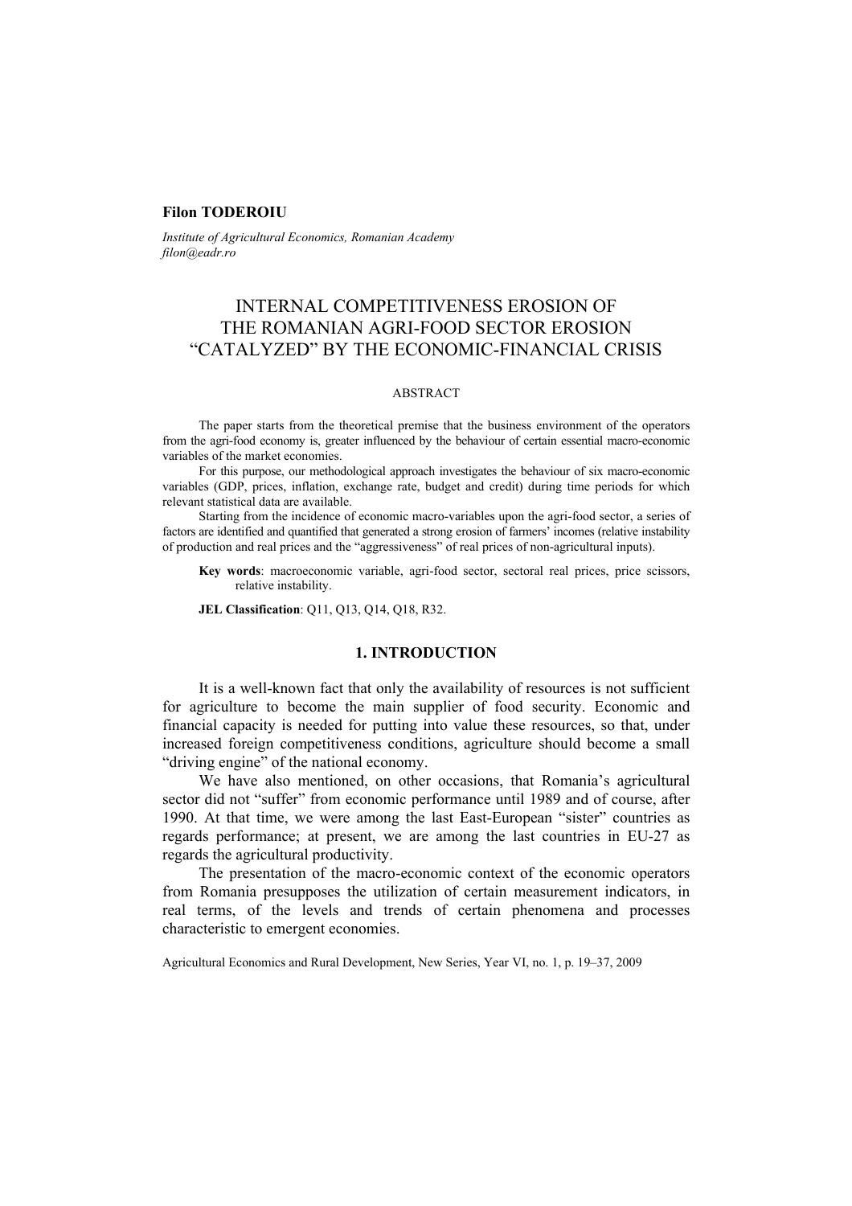**Filon TODEROIU**

*Institute of Agricultural Economics, Romanian Academy*
*filon@eadr.ro*

# INTERNAL COMPETITIVENESS EROSION OF THE ROMANIAN AGRI-FOOD SECTOR EROSION "CATALYZED" BY THE ECONOMIC-FINANCIAL CRISIS

ABSTRACT

The paper starts from the theoretical premise that the business environment of the operators from the agri-food economy is, greater influenced by the behaviour of certain essential macro-economic variables of the market economies.

For this purpose, our methodological approach investigates the behaviour of six macro-economic variables (GDP, prices, inflation, exchange rate, budget and credit) during time periods for which relevant statistical data are available.

Starting from the incidence of economic macro-variables upon the agri-food sector, a series of factors are identified and quantified that generated a strong erosion of farmers' incomes (relative instability of production and real prices and the "aggressiveness" of real prices of non-agricultural inputs).

**Key words**: macroeconomic variable, agri-food sector, sectoral real prices, price scissors, relative instability.

**JEL Classification**: Q11, Q13, Q14, Q18, R32.

## 1. INTRODUCTION

It is a well-known fact that only the availability of resources is not sufficient for agriculture to become the main supplier of food security. Economic and financial capacity is needed for putting into value these resources, so that, under increased foreign competitiveness conditions, agriculture should become a small "driving engine" of the national economy.

We have also mentioned, on other occasions, that Romania's agricultural sector did not "suffer" from economic performance until 1989 and of course, after 1990. At that time, we were among the last East-European "sister" countries as regards performance; at present, we are among the last countries in EU-27 as regards the agricultural productivity.

The presentation of the macro-economic context of the economic operators from Romania presupposes the utilization of certain measurement indicators, in real terms, of the levels and trends of certain phenomena and processes characteristic to emergent economies.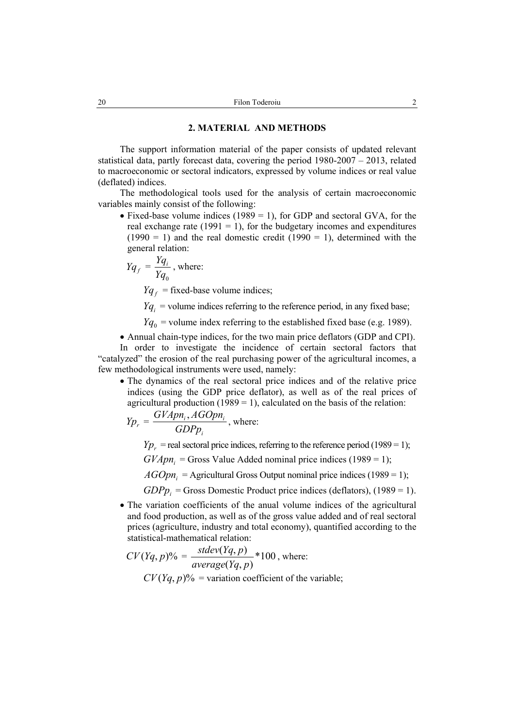## 2. MATERIAL AND METHODS

The support information material of the paper consists of updated relevant statistical data, partly forecast data, covering the period 1980-2007 – 2013, related to macroeconomic or sectoral indicators, expressed by volume indices or real value (deflated) indices.

The methodological tools used for the analysis of certain macroeconomic variables mainly consist of the following:

- Fixed-base volume indices (1989 = 1), for GDP and sectoral GVA, for the real exchange rate (1991 = 1), for the budgetary incomes and expenditures (1990 = 1) and the real domestic credit (1990 = 1), determined with the general relation:

$$Yq_f = \frac{Yq_i}{Yq_0}, \text{ where:}$$

$Yq_f$ = fixed-base volume indices;

$Yq_i$ = volume indices referring to the reference period, in any fixed base;

$Yq_0$ = volume index referring to the established fixed base (e.g. 1989).

- Annual chain-type indices, for the two main price deflators (GDP and CPI).

In order to investigate the incidence of certain sectoral factors that "catalyzed" the erosion of the real purchasing power of the agricultural incomes, a few methodological instruments were used, namely:

- The dynamics of the real sectoral price indices and of the relative price indices (using the GDP price deflator), as well as of the real prices of agricultural production (1989 = 1), calculated on the basis of the relation:

$$Yp_r = \frac{GVApn_i, AGOpn_i}{GDPp_i}, \text{ where:}$$

$Yp_r$ = real sectoral price indices, referring to the reference period (1989 = 1);

$GVApn_i$ = Gross Value Added nominal price indices (1989 = 1);

$AGOpn_i$ = Agricultural Gross Output nominal price indices (1989 = 1);

$GDPp_i$ = Gross Domestic Product price indices (deflators), (1989 = 1).

- The variation coefficients of the anual volume indices of the agricultural and food production, as well as of the gross value added and of real sectoral prices (agriculture, industry and total economy), quantified according to the statistical-mathematical relation:

$$CV(Yq, p)\% = \frac{stdev(Yq, p)}{average(Yq, p)} * 100, \text{ where:}$$

$CV(Yq, p)\%$ = variation coefficient of the variable;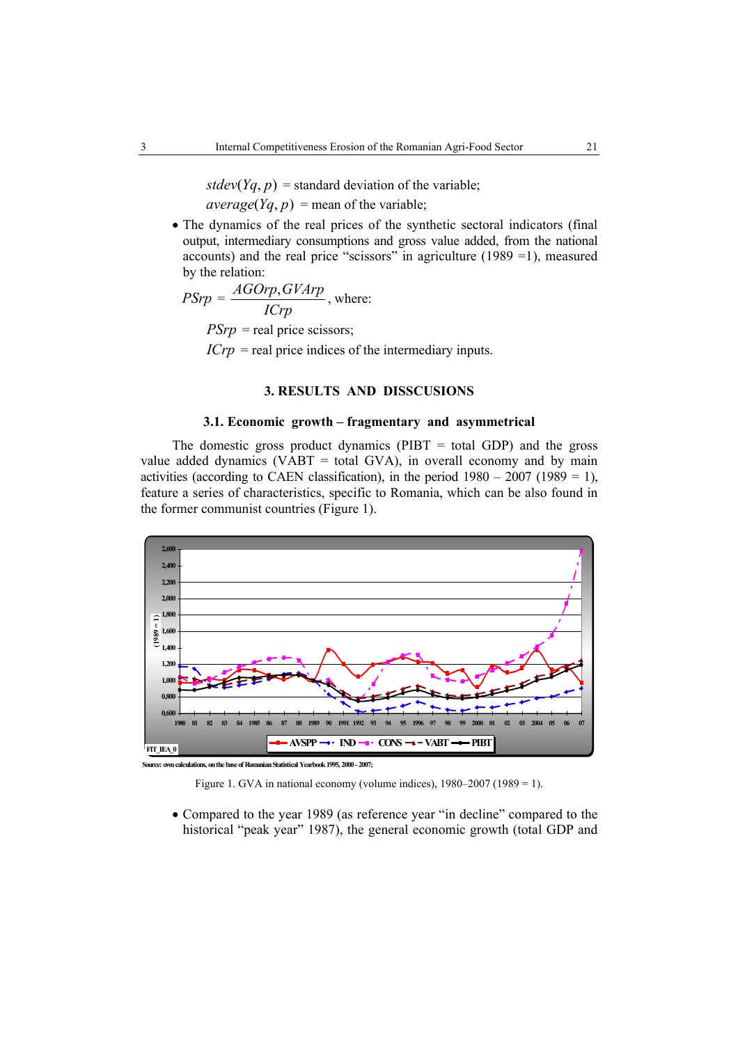$stdev(Yq, p)$ = standard deviation of the variable;

$average(Yq, p)$ = mean of the variable;

- The dynamics of the real prices of the synthetic sectoral indicators (final output, intermediary consumptions and gross value added, from the national accounts) and the real price "scissors" in agriculture (1989 =1), measured by the relation:

$$PSrp = \frac{AGOrp, GVArp}{ICrp}\text{, where:}$$

$PSrp$ = real price scissors;

$ICrp$ = real price indices of the intermediary inputs.

## 3. RESULTS AND DISSCUSIONS

### 3.1. Economic growth – fragmentary and asymmetrical

The domestic gross product dynamics (PIBT = total GDP) and the gross value added dynamics (VABT = total GVA), in overall economy and by main activities (according to CAEN classification), in the period 1980 – 2007 (1989 = 1), feature a series of characteristics, specific to Romania, which can be also found in the former communist countries (Figure 1).

Source: own calculations, on the base of Romanian Statistical Yearbook 1995, 2000 - 2007;

Figure 1. GVA in national economy (volume indices), 1980–2007 (1989 = 1).

- Compared to the year 1989 (as reference year "in decline" compared to the historical "peak year" 1987), the general economic growth (total GDP and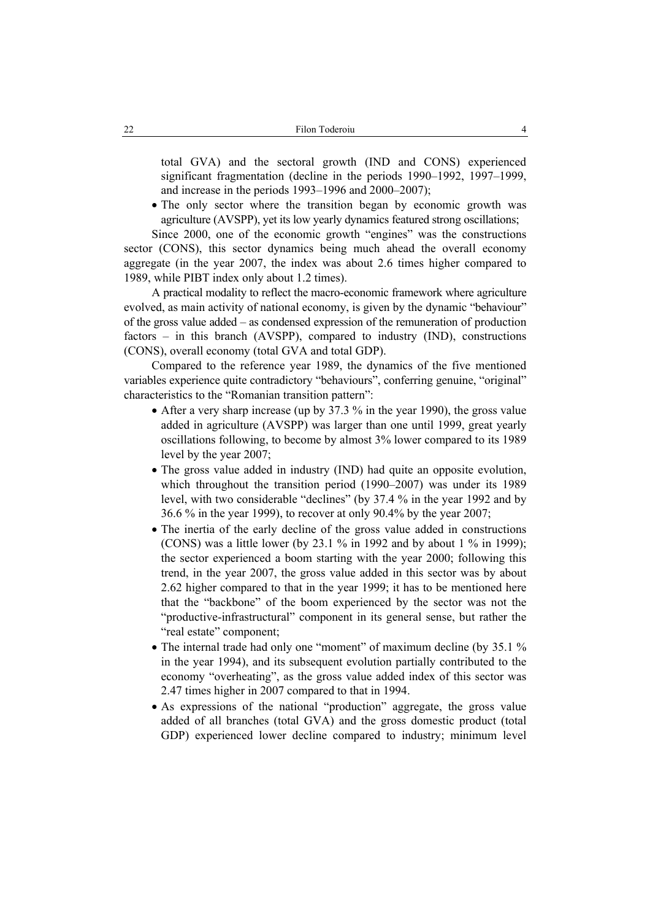total GVA) and the sectoral growth (IND and CONS) experienced significant fragmentation (decline in the periods 1990–1992, 1997–1999, and increase in the periods 1993–1996 and 2000–2007);

- The only sector where the transition began by economic growth was agriculture (AVSPP), yet its low yearly dynamics featured strong oscillations;

Since 2000, one of the economic growth "engines" was the constructions sector (CONS), this sector dynamics being much ahead the overall economy aggregate (in the year 2007, the index was about 2.6 times higher compared to 1989, while PIBT index only about 1.2 times).

A practical modality to reflect the macro-economic framework where agriculture evolved, as main activity of national economy, is given by the dynamic "behaviour" of the gross value added – as condensed expression of the remuneration of production factors – in this branch (AVSPP), compared to industry (IND), constructions (CONS), overall economy (total GVA and total GDP).

Compared to the reference year 1989, the dynamics of the five mentioned variables experience quite contradictory "behaviours", conferring genuine, "original" characteristics to the "Romanian transition pattern":

- After a very sharp increase (up by 37.3 % in the year 1990), the gross value added in agriculture (AVSPP) was larger than one until 1999, great yearly oscillations following, to become by almost 3% lower compared to its 1989 level by the year 2007;
- The gross value added in industry (IND) had quite an opposite evolution, which throughout the transition period (1990–2007) was under its 1989 level, with two considerable "declines" (by 37.4 % in the year 1992 and by 36.6 % in the year 1999), to recover at only 90.4% by the year 2007;
- The inertia of the early decline of the gross value added in constructions (CONS) was a little lower (by 23.1 % in 1992 and by about 1 % in 1999); the sector experienced a boom starting with the year 2000; following this trend, in the year 2007, the gross value added in this sector was by about 2.62 higher compared to that in the year 1999; it has to be mentioned here that the "backbone" of the boom experienced by the sector was not the "productive-infrastructural" component in its general sense, but rather the "real estate" component;
- The internal trade had only one "moment" of maximum decline (by 35.1 % in the year 1994), and its subsequent evolution partially contributed to the economy "overheating", as the gross value added index of this sector was 2.47 times higher in 2007 compared to that in 1994.
- As expressions of the national "production" aggregate, the gross value added of all branches (total GVA) and the gross domestic product (total GDP) experienced lower decline compared to industry; minimum level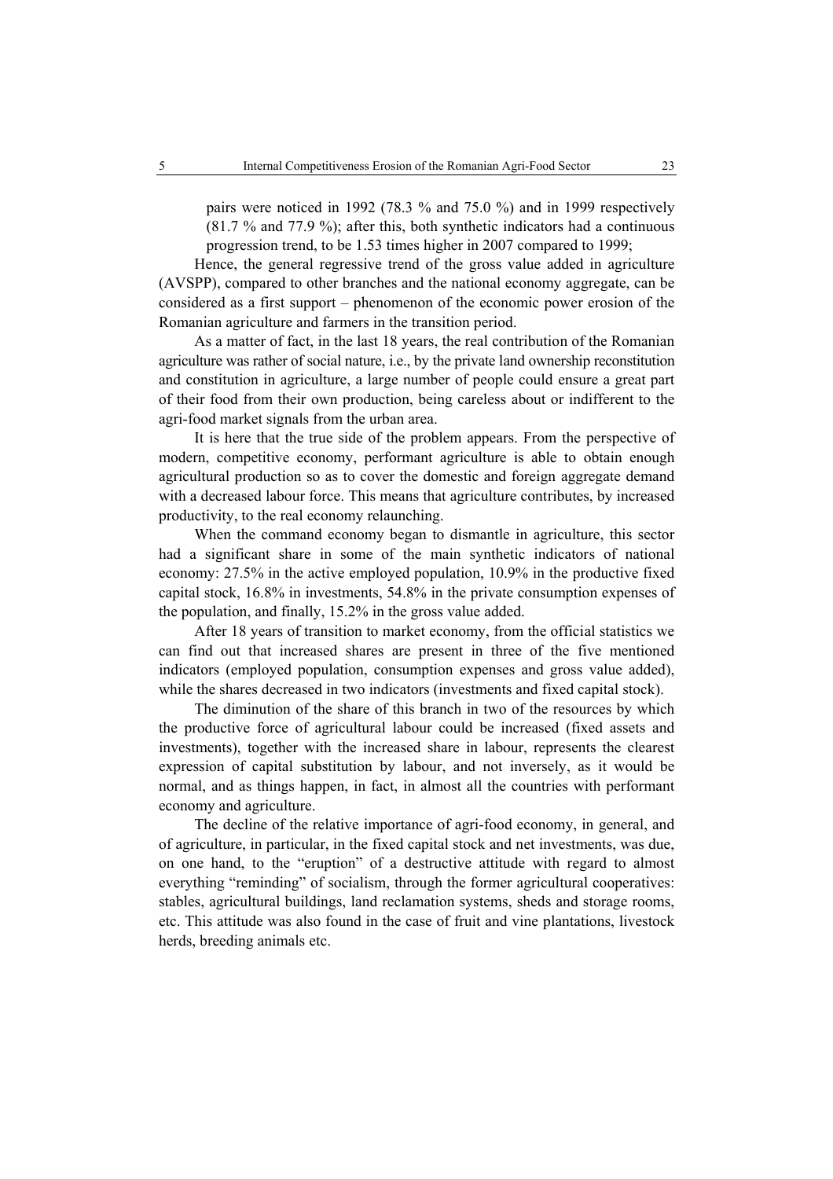pairs were noticed in 1992 (78.3 % and 75.0 %) and in 1999 respectively (81.7 % and 77.9 %); after this, both synthetic indicators had a continuous progression trend, to be 1.53 times higher in 2007 compared to 1999;

Hence, the general regressive trend of the gross value added in agriculture (AVSPP), compared to other branches and the national economy aggregate, can be considered as a first support – phenomenon of the economic power erosion of the Romanian agriculture and farmers in the transition period.

As a matter of fact, in the last 18 years, the real contribution of the Romanian agriculture was rather of social nature, i.e., by the private land ownership reconstitution and constitution in agriculture, a large number of people could ensure a great part of their food from their own production, being careless about or indifferent to the agri-food market signals from the urban area.

It is here that the true side of the problem appears. From the perspective of modern, competitive economy, performant agriculture is able to obtain enough agricultural production so as to cover the domestic and foreign aggregate demand with a decreased labour force. This means that agriculture contributes, by increased productivity, to the real economy relaunching.

When the command economy began to dismantle in agriculture, this sector had a significant share in some of the main synthetic indicators of national economy: 27.5% in the active employed population, 10.9% in the productive fixed capital stock, 16.8% in investments, 54.8% in the private consumption expenses of the population, and finally, 15.2% in the gross value added.

After 18 years of transition to market economy, from the official statistics we can find out that increased shares are present in three of the five mentioned indicators (employed population, consumption expenses and gross value added), while the shares decreased in two indicators (investments and fixed capital stock).

The diminution of the share of this branch in two of the resources by which the productive force of agricultural labour could be increased (fixed assets and investments), together with the increased share in labour, represents the clearest expression of capital substitution by labour, and not inversely, as it would be normal, and as things happen, in fact, in almost all the countries with performant economy and agriculture.

The decline of the relative importance of agri-food economy, in general, and of agriculture, in particular, in the fixed capital stock and net investments, was due, on one hand, to the "eruption" of a destructive attitude with regard to almost everything "reminding" of socialism, through the former agricultural cooperatives: stables, agricultural buildings, land reclamation systems, sheds and storage rooms, etc. This attitude was also found in the case of fruit and vine plantations, livestock herds, breeding animals etc.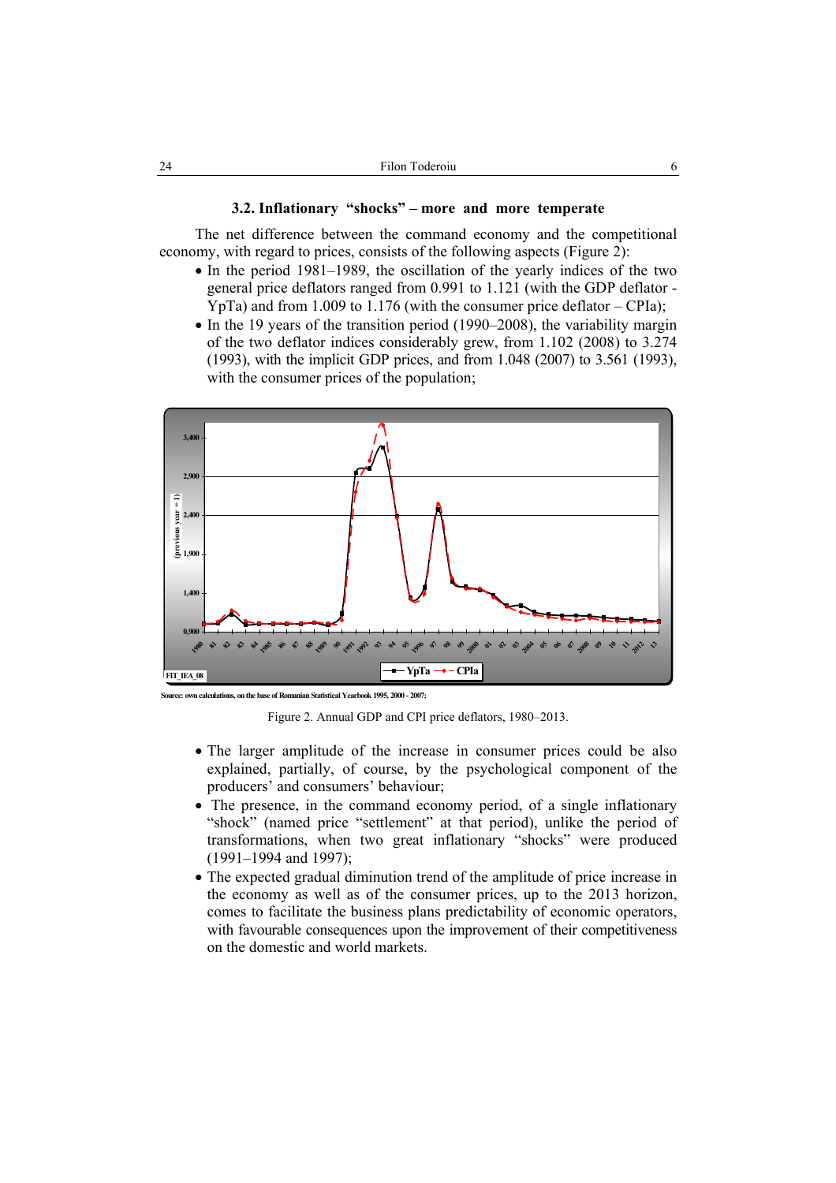### 3.2. Inflationary "shocks" – more and more temperate

The net difference between the command economy and the competitional economy, with regard to prices, consists of the following aspects (Figure 2):

- In the period 1981–1989, the oscillation of the yearly indices of the two general price deflators ranged from 0.991 to 1.121 (with the GDP deflator - YpTa) and from 1.009 to 1.176 (with the consumer price deflator – CPIa);
- In the 19 years of the transition period (1990–2008), the variability margin of the two deflator indices considerably grew, from 1.102 (2008) to 3.274 (1993), with the implicit GDP prices, and from 1.048 (2007) to 3.561 (1993), with the consumer prices of the population;

Source: own calculations, on the base of Romanian Statistical Yearbook 1995, 2000 - 2007;

Figure 2. Annual GDP and CPI price deflators, 1980–2013.

- The larger amplitude of the increase in consumer prices could be also explained, partially, of course, by the psychological component of the producers' and consumers' behaviour;
- The presence, in the command economy period, of a single inflationary "shock" (named price "settlement" at that period), unlike the period of transformations, when two great inflationary "shocks" were produced (1991–1994 and 1997);
- The expected gradual diminution trend of the amplitude of price increase in the economy as well as of the consumer prices, up to the 2013 horizon, comes to facilitate the business plans predictability of economic operators, with favourable consequences upon the improvement of their competitiveness on the domestic and world markets.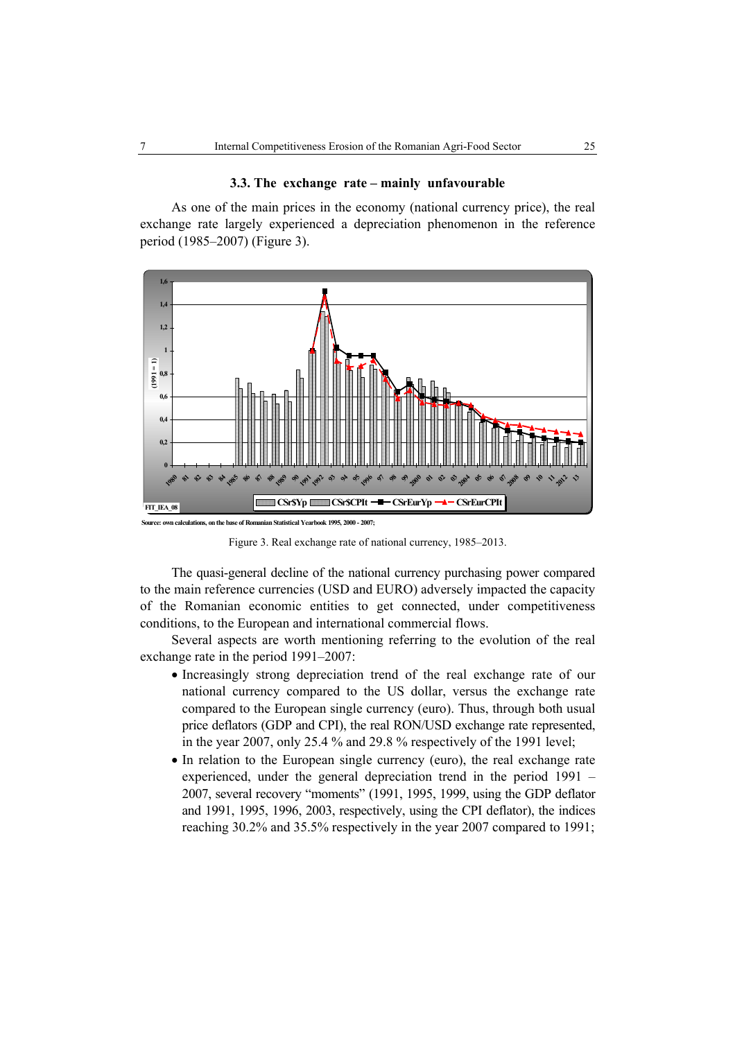### 3.3. The exchange rate – mainly unfavourable

As one of the main prices in the economy (national currency price), the real exchange rate largely experienced a depreciation phenomenon in the reference period (1985–2007) (Figure 3).

Source: own calculations, on the base of Romanian Statistical Yearbook 1995, 2000 - 2007;

Figure 3. Real exchange rate of national currency, 1985–2013.

The quasi-general decline of the national currency purchasing power compared to the main reference currencies (USD and EURO) adversely impacted the capacity of the Romanian economic entities to get connected, under competitiveness conditions, to the European and international commercial flows.

Several aspects are worth mentioning referring to the evolution of the real exchange rate in the period 1991–2007:

- Increasingly strong depreciation trend of the real exchange rate of our national currency compared to the US dollar, versus the exchange rate compared to the European single currency (euro). Thus, through both usual price deflators (GDP and CPI), the real RON/USD exchange rate represented, in the year 2007, only 25.4 % and 29.8 % respectively of the 1991 level;
- In relation to the European single currency (euro), the real exchange rate experienced, under the general depreciation trend in the period 1991 – 2007, several recovery "moments" (1991, 1995, 1999, using the GDP deflator and 1991, 1995, 1996, 2003, respectively, using the CPI deflator), the indices reaching 30.2% and 35.5% respectively in the year 2007 compared to 1991;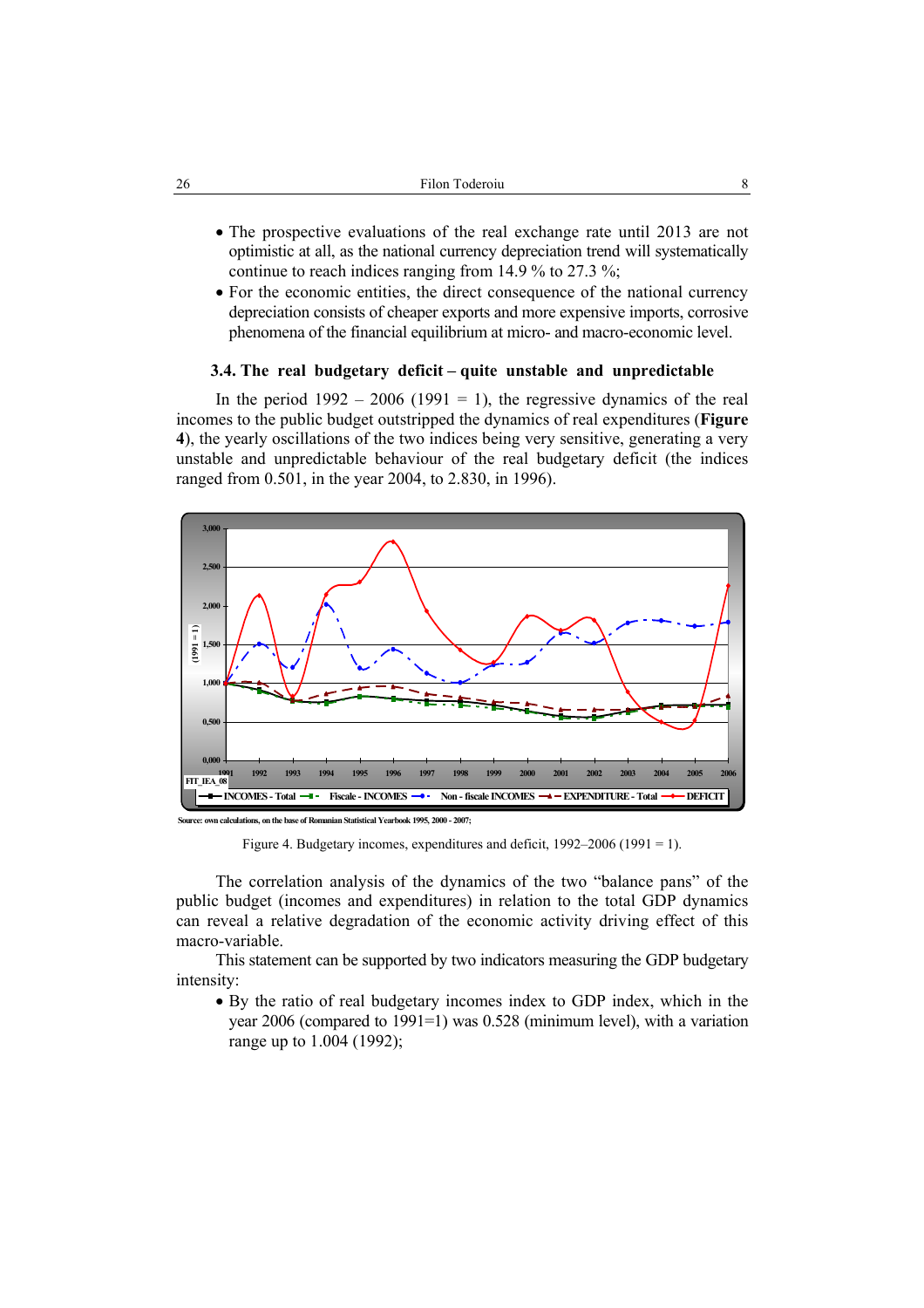- The prospective evaluations of the real exchange rate until 2013 are not optimistic at all, as the national currency depreciation trend will systematically continue to reach indices ranging from 14.9 % to 27.3 %;
- For the economic entities, the direct consequence of the national currency depreciation consists of cheaper exports and more expensive imports, corrosive phenomena of the financial equilibrium at micro- and macro-economic level.

### 3.4. The real budgetary deficit – quite unstable and unpredictable

In the period 1992 – 2006 (1991 = 1), the regressive dynamics of the real incomes to the public budget outstripped the dynamics of real expenditures (**Figure 4**), the yearly oscillations of the two indices being very sensitive, generating a very unstable and unpredictable behaviour of the real budgetary deficit (the indices ranged from 0.501, in the year 2004, to 2.830, in 1996).

Source: own calculations, on the base of Romanian Statistical Yearbook 1995, 2000 - 2007;

Figure 4. Budgetary incomes, expenditures and deficit, 1992–2006 (1991 = 1).

The correlation analysis of the dynamics of the two "balance pans" of the public budget (incomes and expenditures) in relation to the total GDP dynamics can reveal a relative degradation of the economic activity driving effect of this macro-variable.

This statement can be supported by two indicators measuring the GDP budgetary intensity:

- By the ratio of real budgetary incomes index to GDP index, which in the year 2006 (compared to 1991=1) was 0.528 (minimum level), with a variation range up to 1.004 (1992);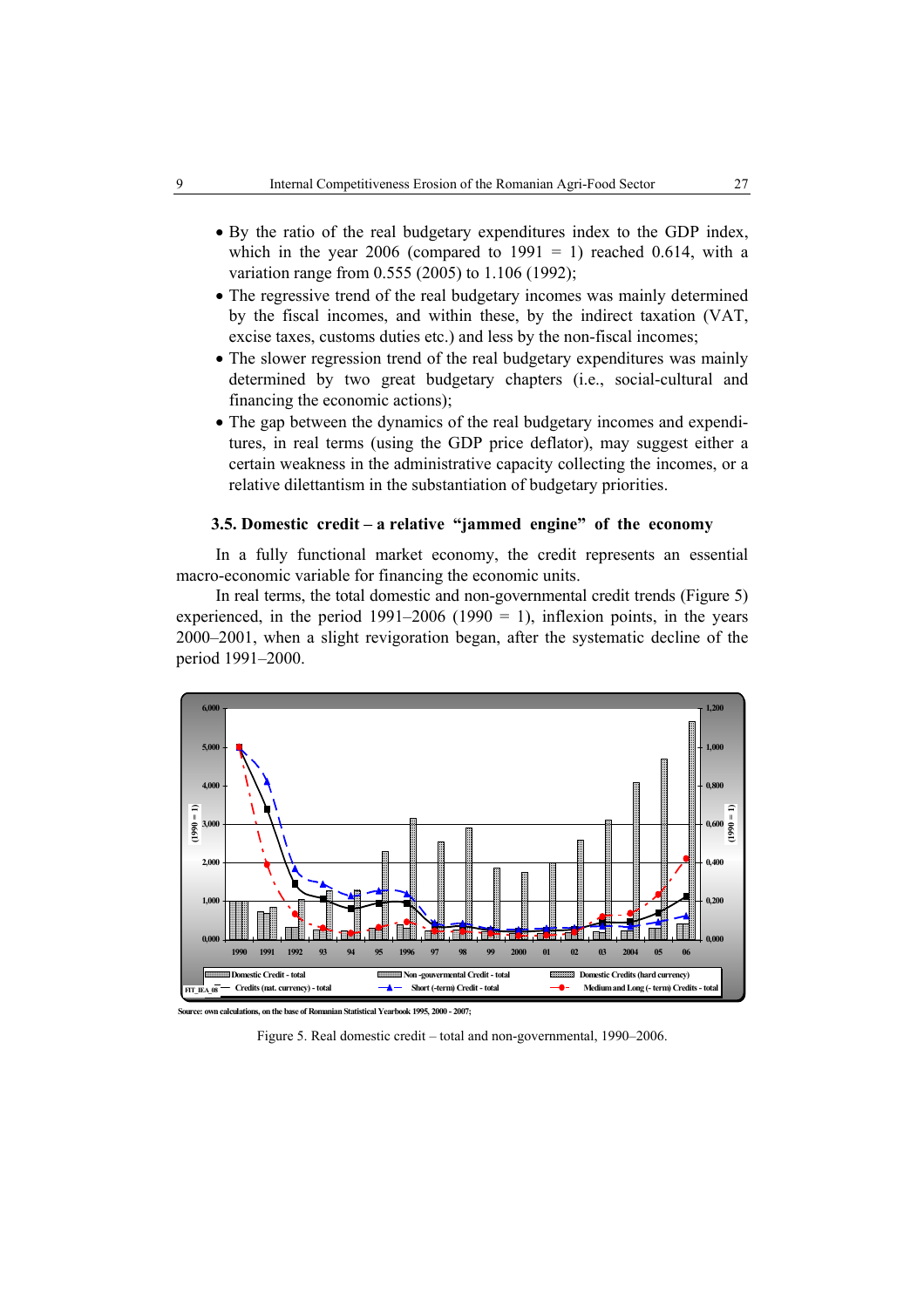- By the ratio of the real budgetary expenditures index to the GDP index, which in the year 2006 (compared to 1991 = 1) reached 0.614, with a variation range from 0.555 (2005) to 1.106 (1992);
- The regressive trend of the real budgetary incomes was mainly determined by the fiscal incomes, and within these, by the indirect taxation (VAT, excise taxes, customs duties etc.) and less by the non-fiscal incomes;
- The slower regression trend of the real budgetary expenditures was mainly determined by two great budgetary chapters (i.e., social-cultural and financing the economic actions);
- The gap between the dynamics of the real budgetary incomes and expenditures, in real terms (using the GDP price deflator), may suggest either a certain weakness in the administrative capacity collecting the incomes, or a relative dilettantism in the substantiation of budgetary priorities.

### 3.5. Domestic credit – a relative "jammed engine" of the economy

In a fully functional market economy, the credit represents an essential macro-economic variable for financing the economic units.

In real terms, the total domestic and non-governmental credit trends (Figure 5) experienced, in the period 1991–2006 (1990 = 1), inflexion points, in the years 2000–2001, when a slight revigoration began, after the systematic decline of the period 1991–2000.

Source: own calculations, on the base of Romanian Statistical Yearbook 1995, 2000 - 2007;

Figure 5. Real domestic credit – total and non-governmental, 1990–2006.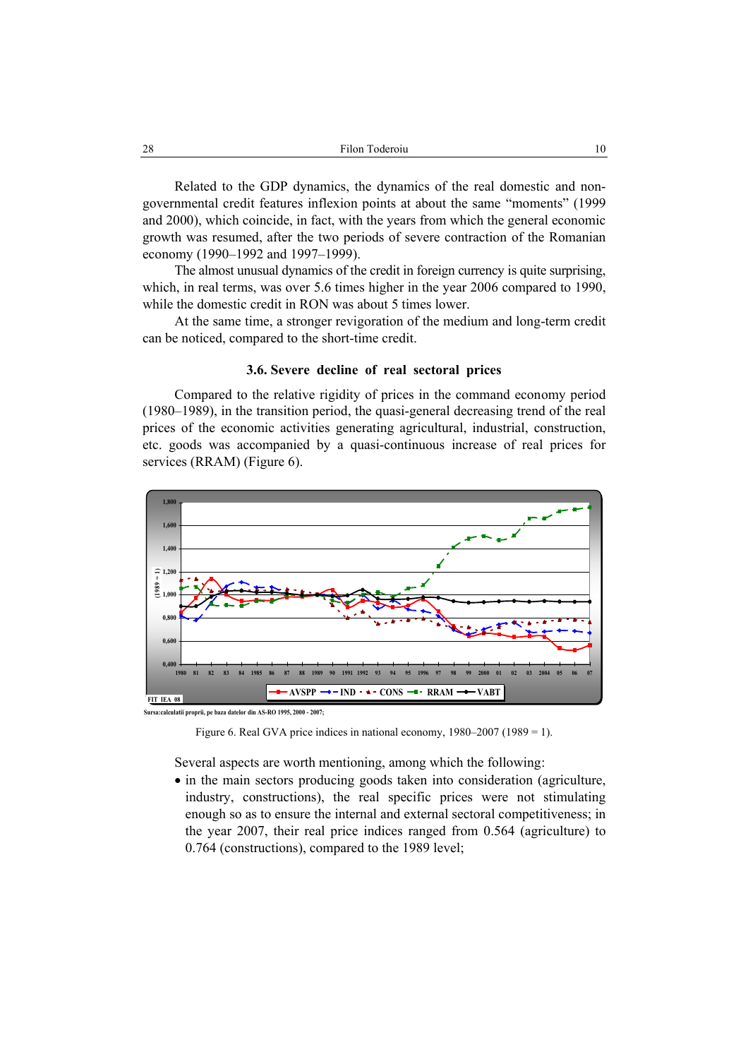Related to the GDP dynamics, the dynamics of the real domestic and non-governmental credit features inflexion points at about the same "moments" (1999 and 2000), which coincide, in fact, with the years from which the general economic growth was resumed, after the two periods of severe contraction of the Romanian economy (1990–1992 and 1997–1999).

The almost unusual dynamics of the credit in foreign currency is quite surprising, which, in real terms, was over 5.6 times higher in the year 2006 compared to 1990, while the domestic credit in RON was about 5 times lower.

At the same time, a stronger revigoration of the medium and long-term credit can be noticed, compared to the short-time credit.

### 3.6. Severe decline of real sectoral prices

Compared to the relative rigidity of prices in the command economy period (1980–1989), in the transition period, the quasi-general decreasing trend of the real prices of the economic activities generating agricultural, industrial, construction, etc. goods was accompanied by a quasi-continuous increase of real prices for services (RRAM) (Figure 6).

Sursa:calculatii proprii, pe baza datelor din AS-RO 1995, 2000 - 2007;

Figure 6. Real GVA price indices in national economy, 1980–2007 (1989 = 1).

Several aspects are worth mentioning, among which the following:

- in the main sectors producing goods taken into consideration (agriculture, industry, constructions), the real specific prices were not stimulating enough so as to ensure the internal and external sectoral competitiveness; in the year 2007, their real price indices ranged from 0.564 (agriculture) to 0.764 (constructions), compared to the 1989 level;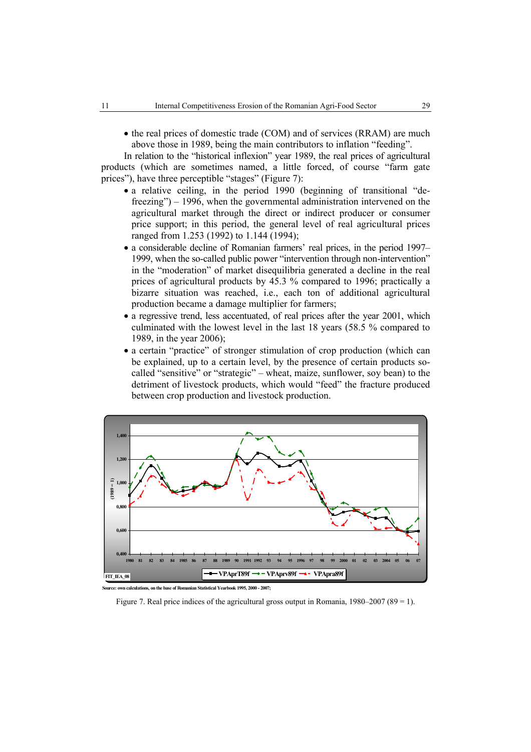- the real prices of domestic trade (COM) and of services (RRAM) are much above those in 1989, being the main contributors to inflation "feeding".

In relation to the "historical inflexion" year 1989, the real prices of agricultural products (which are sometimes named, a little forced, of course "farm gate prices"), have three perceptible "stages" (Figure 7):

- a relative ceiling, in the period 1990 (beginning of transitional "de-freezing") – 1996, when the governmental administration intervened on the agricultural market through the direct or indirect producer or consumer price support; in this period, the general level of real agricultural prices ranged from 1.253 (1992) to 1.144 (1994);
- a considerable decline of Romanian farmers' real prices, in the period 1997–1999, when the so-called public power "intervention through non-intervention" in the "moderation" of market disequilibria generated a decline in the real prices of agricultural products by 45.3 % compared to 1996; practically a bizarre situation was reached, i.e., each ton of additional agricultural production became a damage multiplier for farmers;
- a regressive trend, less accentuated, of real prices after the year 2001, which culminated with the lowest level in the last 18 years (58.5 % compared to 1989, in the year 2006);
- a certain "practice" of stronger stimulation of crop production (which can be explained, up to a certain level, by the presence of certain products so-called "sensitive" or "strategic" – wheat, maize, sunflower, soy bean) to the detriment of livestock products, which would "feed" the fracture produced between crop production and livestock production.

Source: own calculations, on the base of Romanian Statistical Yearbook 1995, 2000 - 2007;

Figure 7. Real price indices of the agricultural gross output in Romania, 1980–2007 (89 = 1).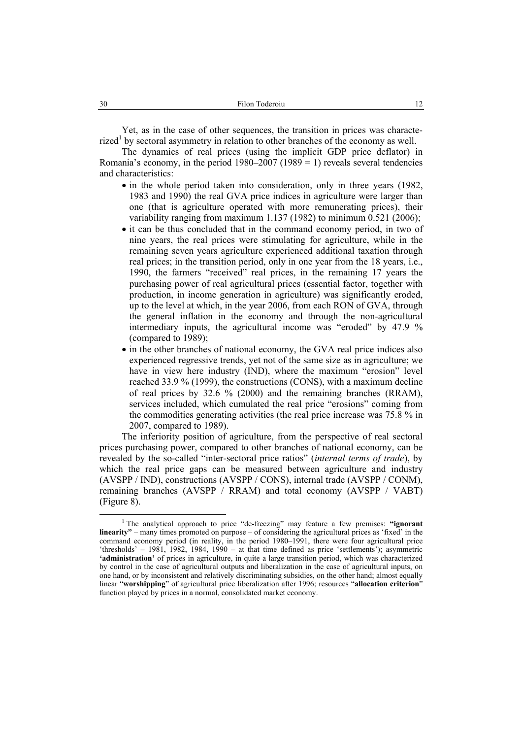Yet, as in the case of other sequences, the transition in prices was characterized[1] by sectoral asymmetry in relation to other branches of the economy as well.

The dynamics of real prices (using the implicit GDP price deflator) in Romania's economy, in the period 1980–2007 (1989 = 1) reveals several tendencies and characteristics:

- in the whole period taken into consideration, only in three years (1982, 1983 and 1990) the real GVA price indices in agriculture were larger than one (that is agriculture operated with more remunerating prices), their variability ranging from maximum 1.137 (1982) to minimum 0.521 (2006);
- it can be thus concluded that in the command economy period, in two of nine years, the real prices were stimulating for agriculture, while in the remaining seven years agriculture experienced additional taxation through real prices; in the transition period, only in one year from the 18 years, i.e., 1990, the farmers "received" real prices, in the remaining 17 years the purchasing power of real agricultural prices (essential factor, together with production, in income generation in agriculture) was significantly eroded, up to the level at which, in the year 2006, from each RON of GVA, through the general inflation in the economy and through the non-agricultural intermediary inputs, the agricultural income was "eroded" by 47.9 % (compared to 1989);
- in the other branches of national economy, the GVA real price indices also experienced regressive trends, yet not of the same size as in agriculture; we have in view here industry (IND), where the maximum "erosion" level reached 33.9 % (1999), the constructions (CONS), with a maximum decline of real prices by 32.6 % (2000) and the remaining branches (RRAM), services included, which cumulated the real price "erosions" coming from the commodities generating activities (the real price increase was 75.8 % in 2007, compared to 1989).

The inferiority position of agriculture, from the perspective of real sectoral prices purchasing power, compared to other branches of national economy, can be revealed by the so-called "inter-sectoral price ratios" (*internal terms of trade*), by which the real price gaps can be measured between agriculture and industry (AVSPP / IND), constructions (AVSPP / CONS), internal trade (AVSPP / CONM), remaining branches (AVSPP / RRAM) and total economy (AVSPP / VABT) (Figure 8).

[1] The analytical approach to price "de-freezing" may feature a few premises: **"ignorant linearity"** – many times promoted on purpose – of considering the agricultural prices as 'fixed' in the command economy period (in reality, in the period 1980–1991, there were four agricultural price 'thresholds' – 1981, 1982, 1984, 1990 – at that time defined as price 'settlements'); asymmetric **'administration'** of prices in agriculture, in quite a large transition period, which was characterized by control in the case of agricultural outputs and liberalization in the case of agricultural inputs, on one hand, or by inconsistent and relatively discriminating subsidies, on the other hand; almost equally linear "**worshipping**" of agricultural price liberalization after 1996; resources "**allocation criterion**" function played by prices in a normal, consolidated market economy.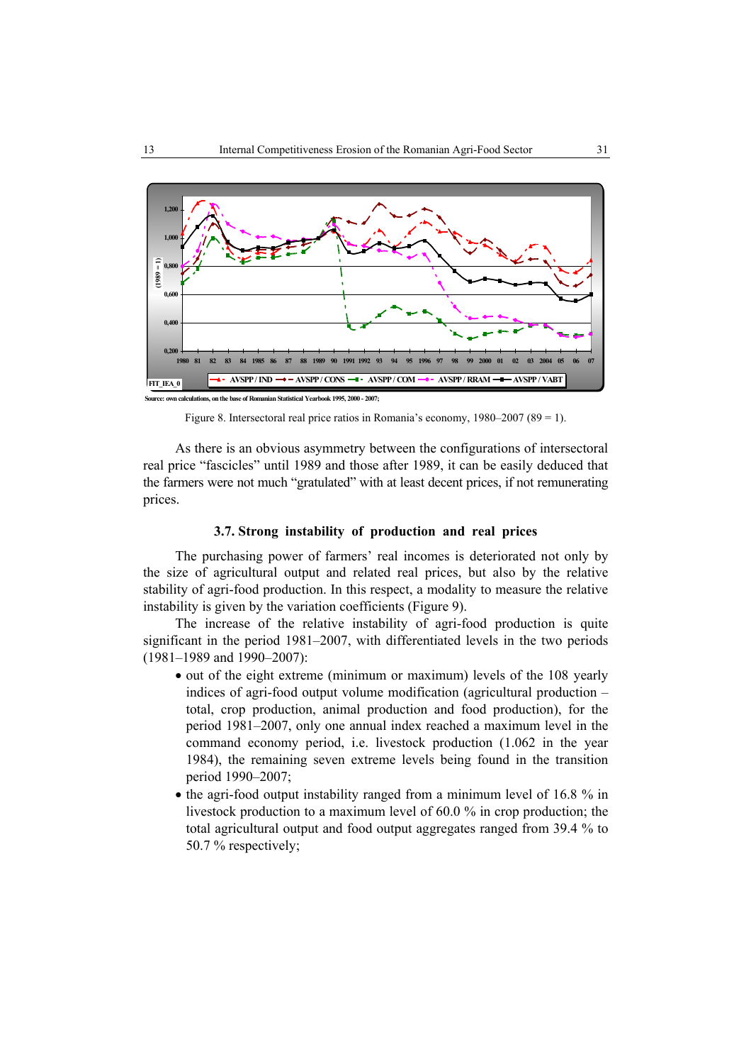Source: own calculations, on the base of Romanian Statistical Yearbook 1995, 2000 - 2007;

Figure 8. Intersectoral real price ratios in Romania's economy, 1980–2007 (89 = 1).

As there is an obvious asymmetry between the configurations of intersectoral real price "fascicles" until 1989 and those after 1989, it can be easily deduced that the farmers were not much "gratulated" with at least decent prices, if not remunerating prices.

### 3.7. Strong instability of production and real prices

The purchasing power of farmers' real incomes is deteriorated not only by the size of agricultural output and related real prices, but also by the relative stability of agri-food production. In this respect, a modality to measure the relative instability is given by the variation coefficients (Figure 9).

The increase of the relative instability of agri-food production is quite significant in the period 1981–2007, with differentiated levels in the two periods (1981–1989 and 1990–2007):

- out of the eight extreme (minimum or maximum) levels of the 108 yearly indices of agri-food output volume modification (agricultural production – total, crop production, animal production and food production), for the period 1981–2007, only one annual index reached a maximum level in the command economy period, i.e. livestock production (1.062 in the year 1984), the remaining seven extreme levels being found in the transition period 1990–2007;
- the agri-food output instability ranged from a minimum level of 16.8 % in livestock production to a maximum level of 60.0 % in crop production; the total agricultural output and food output aggregates ranged from 39.4 % to 50.7 % respectively;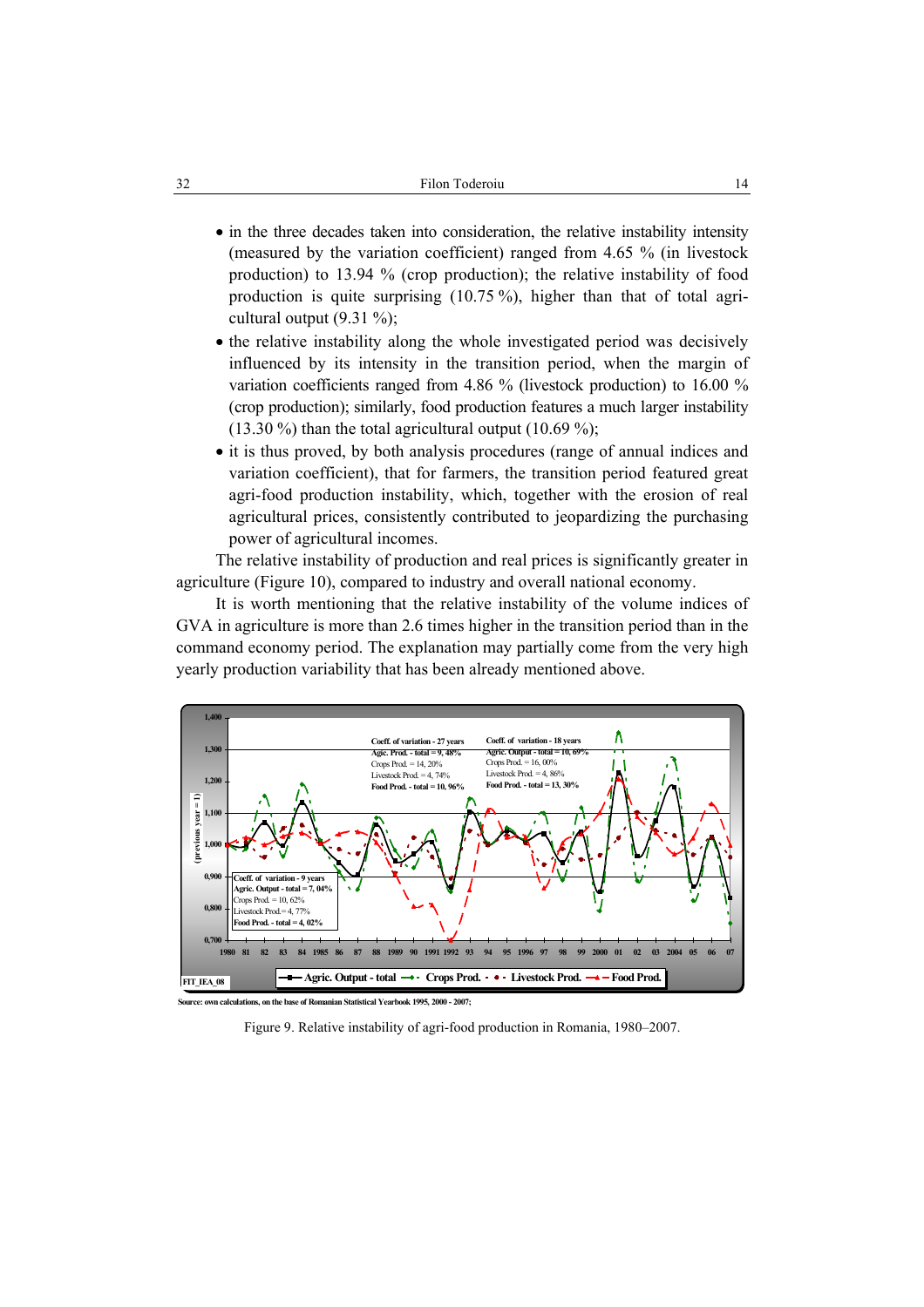- in the three decades taken into consideration, the relative instability intensity (measured by the variation coefficient) ranged from 4.65 % (in livestock production) to 13.94 % (crop production); the relative instability of food production is quite surprising (10.75 %), higher than that of total agricultural output (9.31 %);
- the relative instability along the whole investigated period was decisively influenced by its intensity in the transition period, when the margin of variation coefficients ranged from 4.86 % (livestock production) to 16.00 % (crop production); similarly, food production features a much larger instability (13.30 %) than the total agricultural output (10.69 %);
- it is thus proved, by both analysis procedures (range of annual indices and variation coefficient), that for farmers, the transition period featured great agri-food production instability, which, together with the erosion of real agricultural prices, consistently contributed to jeopardizing the purchasing power of agricultural incomes.

The relative instability of production and real prices is significantly greater in agriculture (Figure 10), compared to industry and overall national economy.

It is worth mentioning that the relative instability of the volume indices of GVA in agriculture is more than 2.6 times higher in the transition period than in the command economy period. The explanation may partially come from the very high yearly production variability that has been already mentioned above.

Source: own calculations, on the base of Romanian Statistical Yearbook 1995, 2000 - 2007;

Figure 9. Relative instability of agri-food production in Romania, 1980–2007.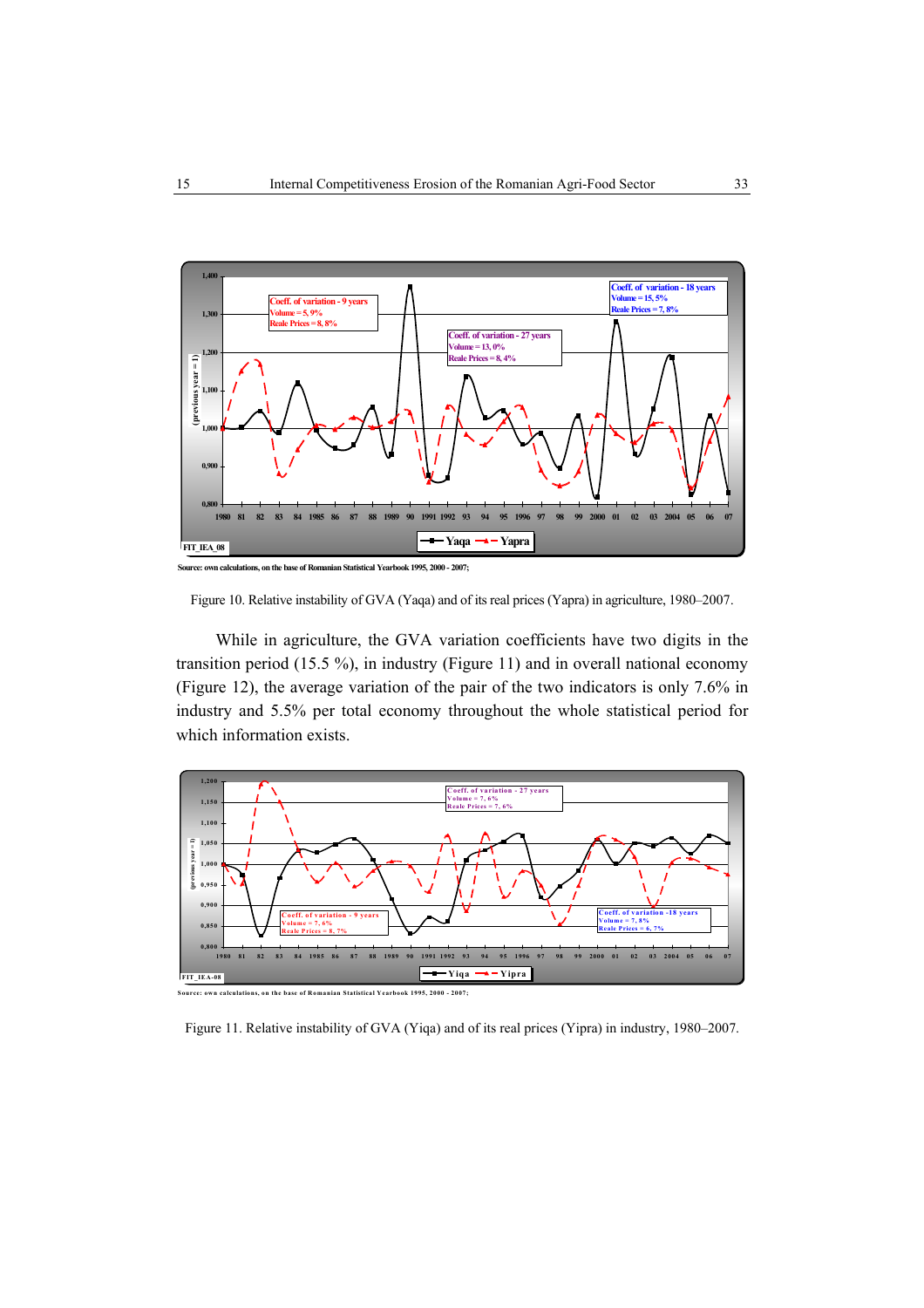Source: own calculations, on the base of Romanian Statistical Yearbook 1995, 2000 - 2007;

Figure 10. Relative instability of GVA (Yaqa) and of its real prices (Yapra) in agriculture, 1980–2007.

While in agriculture, the GVA variation coefficients have two digits in the transition period (15.5 %), in industry (Figure 11) and in overall national economy (Figure 12), the average variation of the pair of the two indicators is only 7.6% in industry and 5.5% per total economy throughout the whole statistical period for which information exists.

Source: own calculations, on the base of Romanian Statistical Yearbook 1995, 2000 - 2007;

Figure 11. Relative instability of GVA (Yiqa) and of its real prices (Yipra) in industry, 1980–2007.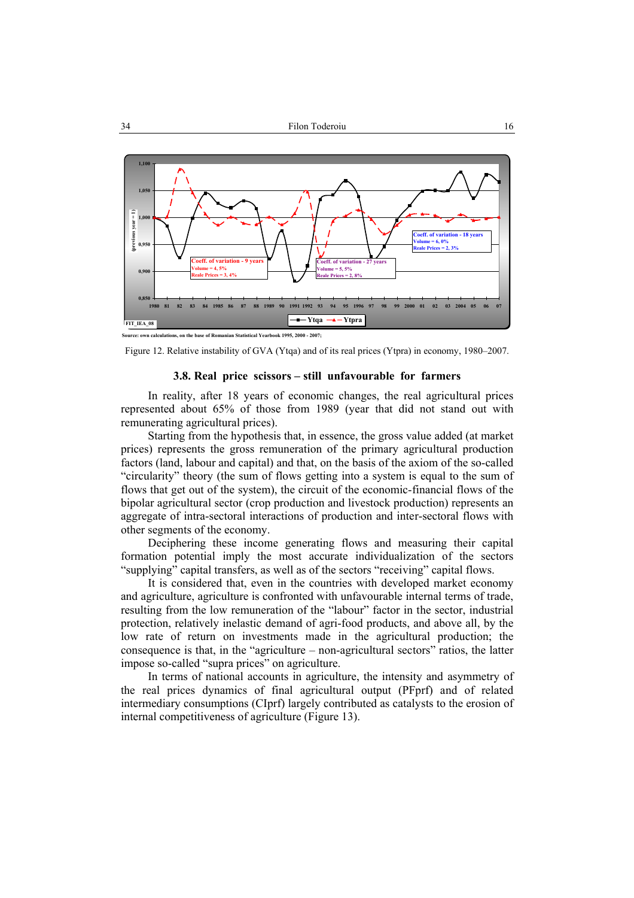Source: own calculations, on the base of Romanian Statistical Yearbook 1995, 2000 - 2007;

Figure 12. Relative instability of GVA (Ytqa) and of its real prices (Ytpra) in economy, 1980–2007.

### 3.8. Real price scissors – still unfavourable for farmers

In reality, after 18 years of economic changes, the real agricultural prices represented about 65% of those from 1989 (year that did not stand out with remunerating agricultural prices).

Starting from the hypothesis that, in essence, the gross value added (at market prices) represents the gross remuneration of the primary agricultural production factors (land, labour and capital) and that, on the basis of the axiom of the so-called "circularity" theory (the sum of flows getting into a system is equal to the sum of flows that get out of the system), the circuit of the economic-financial flows of the bipolar agricultural sector (crop production and livestock production) represents an aggregate of intra-sectoral interactions of production and inter-sectoral flows with other segments of the economy.

Deciphering these income generating flows and measuring their capital formation potential imply the most accurate individualization of the sectors "supplying" capital transfers, as well as of the sectors "receiving" capital flows.

It is considered that, even in the countries with developed market economy and agriculture, agriculture is confronted with unfavourable internal terms of trade, resulting from the low remuneration of the "labour" factor in the sector, industrial protection, relatively inelastic demand of agri-food products, and above all, by the low rate of return on investments made in the agricultural production; the consequence is that, in the "agriculture – non-agricultural sectors" ratios, the latter impose so-called "supra prices" on agriculture.

In terms of national accounts in agriculture, the intensity and asymmetry of the real prices dynamics of final agricultural output (PFprf) and of related intermediary consumptions (CIprf) largely contributed as catalysts to the erosion of internal competitiveness of agriculture (Figure 13).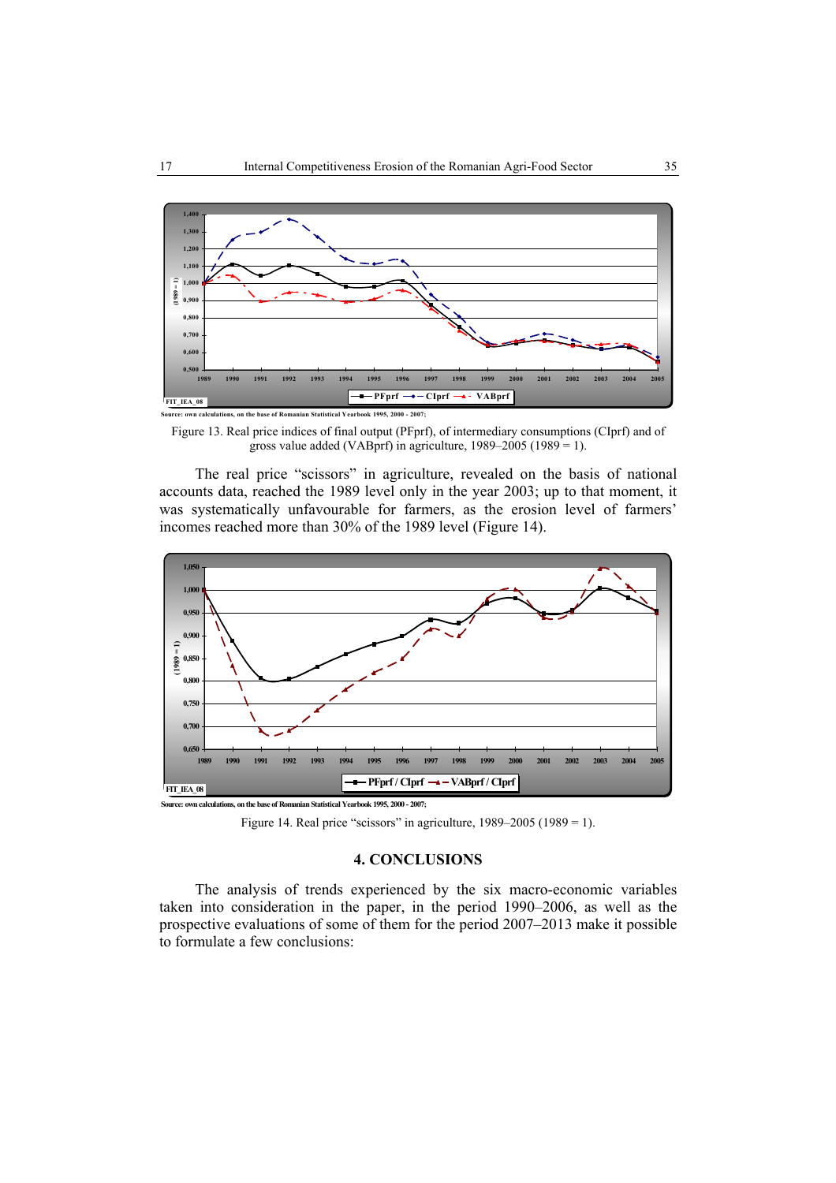Source: own calculations, on the base of Romanian Statistical Yearbook 1995, 2000 - 2007;

Figure 13. Real price indices of final output (PFprf), of intermediary consumptions (CIprf) and of gross value added (VABprf) in agriculture, 1989–2005 (1989 = 1).

The real price “scissors” in agriculture, revealed on the basis of national accounts data, reached the 1989 level only in the year 2003; up to that moment, it was systematically unfavourable for farmers, as the erosion level of farmers’ incomes reached more than 30% of the 1989 level (Figure 14).

Source: own calculations, on the base of Romanian Statistical Yearbook 1995, 2000 - 2007;

Figure 14. Real price “scissors” in agriculture, 1989–2005 (1989 = 1).

## 4. CONCLUSIONS

The analysis of trends experienced by the six macro-economic variables taken into consideration in the paper, in the period 1990–2006, as well as the prospective evaluations of some of them for the period 2007–2013 make it possible to formulate a few conclusions: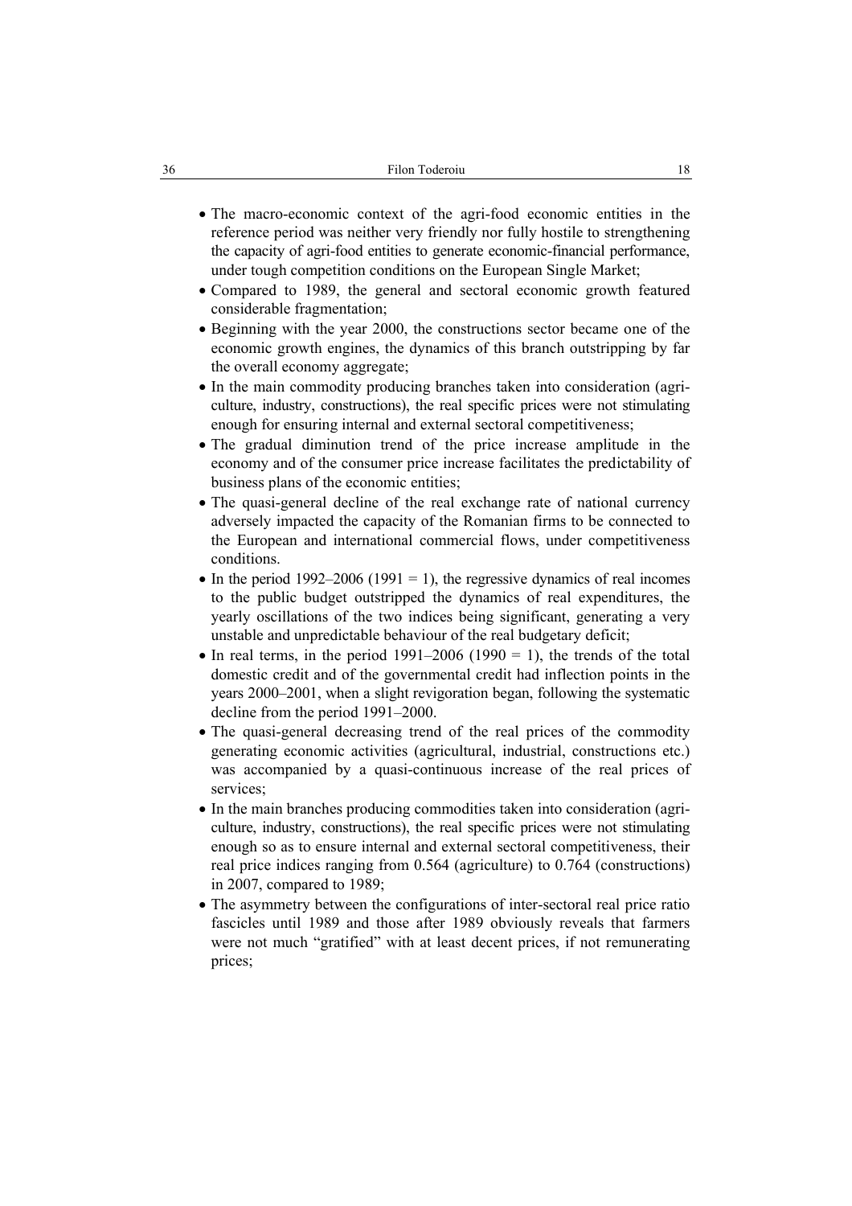- The macro-economic context of the agri-food economic entities in the reference period was neither very friendly nor fully hostile to strengthening the capacity of agri-food entities to generate economic-financial performance, under tough competition conditions on the European Single Market;
- Compared to 1989, the general and sectoral economic growth featured considerable fragmentation;
- Beginning with the year 2000, the constructions sector became one of the economic growth engines, the dynamics of this branch outstripping by far the overall economy aggregate;
- In the main commodity producing branches taken into consideration (agriculture, industry, constructions), the real specific prices were not stimulating enough for ensuring internal and external sectoral competitiveness;
- The gradual diminution trend of the price increase amplitude in the economy and of the consumer price increase facilitates the predictability of business plans of the economic entities;
- The quasi-general decline of the real exchange rate of national currency adversely impacted the capacity of the Romanian firms to be connected to the European and international commercial flows, under competitiveness conditions.
- In the period 1992–2006 (1991 = 1), the regressive dynamics of real incomes to the public budget outstripped the dynamics of real expenditures, the yearly oscillations of the two indices being significant, generating a very unstable and unpredictable behaviour of the real budgetary deficit;
- In real terms, in the period 1991–2006 (1990 = 1), the trends of the total domestic credit and of the governmental credit had inflection points in the years 2000–2001, when a slight revigoration began, following the systematic decline from the period 1991–2000.
- The quasi-general decreasing trend of the real prices of the commodity generating economic activities (agricultural, industrial, constructions etc.) was accompanied by a quasi-continuous increase of the real prices of services;
- In the main branches producing commodities taken into consideration (agriculture, industry, constructions), the real specific prices were not stimulating enough so as to ensure internal and external sectoral competitiveness, their real price indices ranging from 0.564 (agriculture) to 0.764 (constructions) in 2007, compared to 1989;
- The asymmetry between the configurations of inter-sectoral real price ratio fascicles until 1989 and those after 1989 obviously reveals that farmers were not much "gratified" with at least decent prices, if not remunerating prices;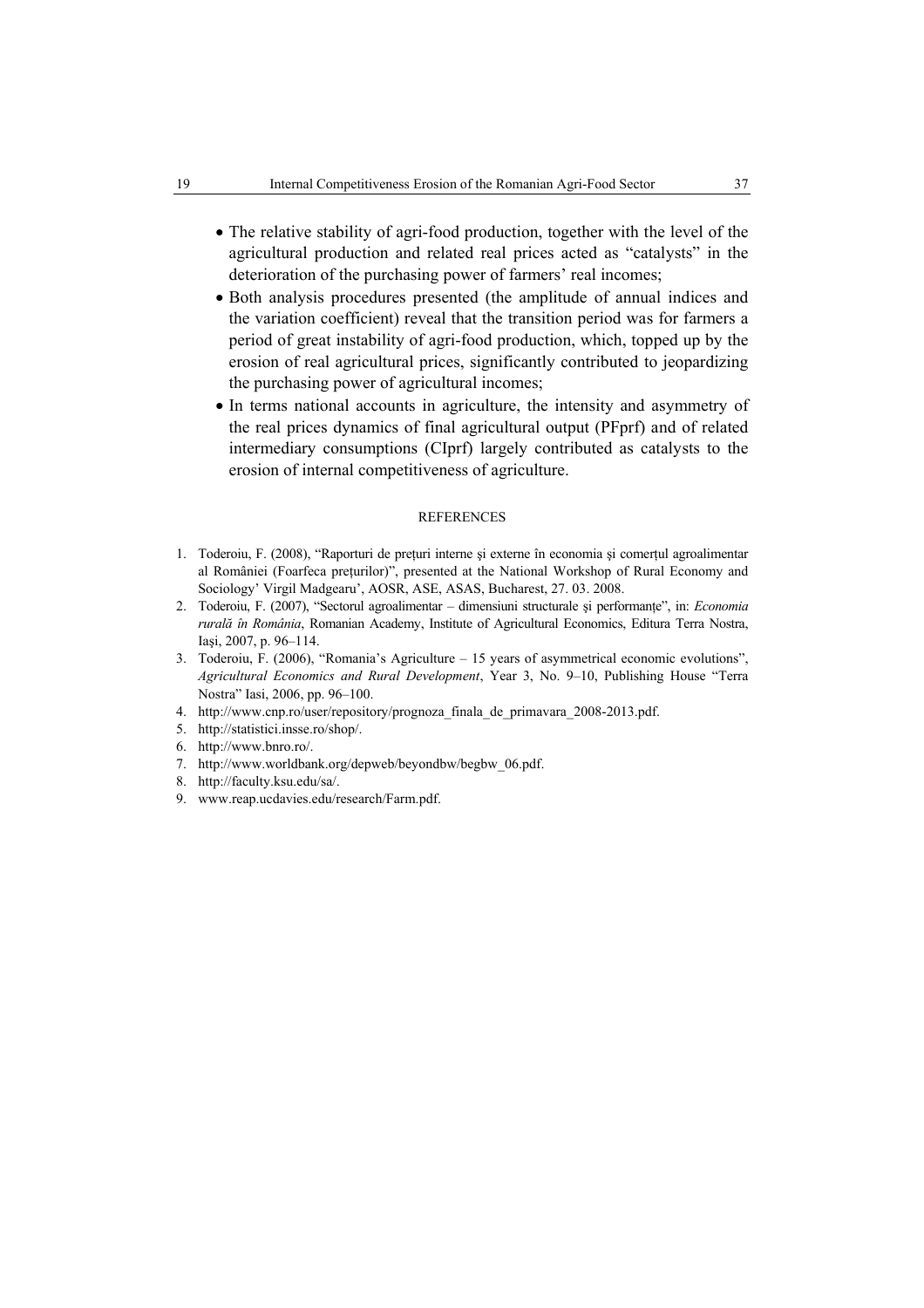- The relative stability of agri-food production, together with the level of the agricultural production and related real prices acted as "catalysts" in the deterioration of the purchasing power of farmers' real incomes;
- Both analysis procedures presented (the amplitude of annual indices and the variation coefficient) reveal that the transition period was for farmers a period of great instability of agri-food production, which, topped up by the erosion of real agricultural prices, significantly contributed to jeopardizing the purchasing power of agricultural incomes;
- In terms national accounts in agriculture, the intensity and asymmetry of the real prices dynamics of final agricultural output (PFprf) and of related intermediary consumptions (CIprf) largely contributed as catalysts to the erosion of internal competitiveness of agriculture.

## REFERENCES

1. Toderoiu, F. (2008), "Raporturi de prețuri interne şi externe în economia şi comerțul agroalimentar al României (Foarfeca prețurilor)", presented at the National Workshop of Rural Economy and Sociology' Virgil Madgearu', AOSR, ASE, ASAS, Bucharest, 27. 03. 2008.
2. Toderoiu, F. (2007), "Sectorul agroalimentar – dimensiuni structurale şi performanțe", in: *Economia rurală în România*, Romanian Academy, Institute of Agricultural Economics, Editura Terra Nostra, Iaşi, 2007, p. 96–114.
3. Toderoiu, F. (2006), "Romania's Agriculture – 15 years of asymmetrical economic evolutions", *Agricultural Economics and Rural Development*, Year 3, No. 9–10, Publishing House "Terra Nostra" Iasi, 2006, pp. 96–100.
4. http://www.cnp.ro/user/repository/prognoza_finala_de_primavara_2008-2013.pdf.
5. http://statistici.insse.ro/shop/.
6. http://www.bnro.ro/.
7. http://www.worldbank.org/depweb/beyondbw/begbw_06.pdf.
8. http://faculty.ksu.edu/sa/.
9. www.reap.ucdavies.edu/research/Farm.pdf.